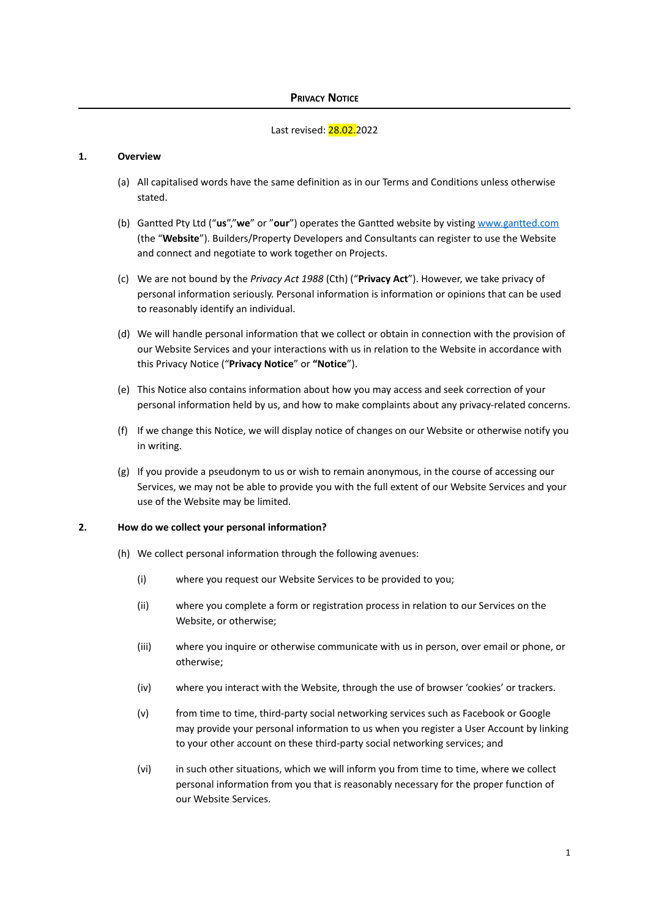# Privacy Notice

Last revised: 28.02.2022

## 1. Overview

(a) All capitalised words have the same definition as in our Terms and Conditions unless otherwise stated.

(b) Gantted Pty Ltd ("**us**","**we**" or "**our**") operates the Gantted website by visting [www.gantted.com](www.gantted.com) (the "**Website**"). Builders/Property Developers and Consultants can register to use the Website and connect and negotiate to work together on Projects.

(c) We are not bound by the *Privacy Act 1988* (Cth) ("**Privacy Act**"). However, we take privacy of personal information seriously. Personal information is information or opinions that can be used to reasonably identify an individual.

(d) We will handle personal information that we collect or obtain in connection with the provision of our Website Services and your interactions with us in relation to the Website in accordance with this Privacy Notice ("**Privacy Notice**" or **"Notice**").

(e) This Notice also contains information about how you may access and seek correction of your personal information held by us, and how to make complaints about any privacy-related concerns.

(f) If we change this Notice, we will display notice of changes on our Website or otherwise notify you in writing.

(g) If you provide a pseudonym to us or wish to remain anonymous, in the course of accessing our Services, we may not be able to provide you with the full extent of our Website Services and your use of the Website may be limited.

## 2. How do we collect your personal information?

(h) We collect personal information through the following avenues:

(i) where you request our Website Services to be provided to you;

(ii) where you complete a form or registration process in relation to our Services on the Website, or otherwise;

(iii) where you inquire or otherwise communicate with us in person, over email or phone, or otherwise;

(iv) where you interact with the Website, through the use of browser 'cookies' or trackers.

(v) from time to time, third-party social networking services such as Facebook or Google may provide your personal information to us when you register a User Account by linking to your other account on these third-party social networking services; and

(vi) in such other situations, which we will inform you from time to time, where we collect personal information from you that is reasonably necessary for the proper function of our Website Services.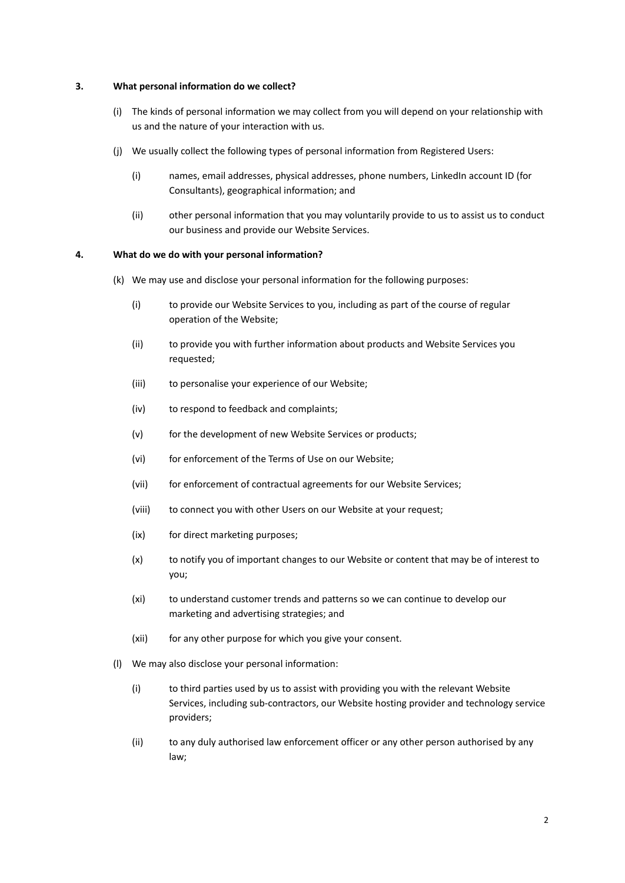## 3. What personal information do we collect?

(i) The kinds of personal information we may collect from you will depend on your relationship with us and the nature of your interaction with us.

(j) We usually collect the following types of personal information from Registered Users:

- (i) names, email addresses, physical addresses, phone numbers, LinkedIn account ID (for Consultants), geographical information; and
- (ii) other personal information that you may voluntarily provide to us to assist us to conduct our business and provide our Website Services.

## 4. What do we do with your personal information?

(k) We may use and disclose your personal information for the following purposes:

- (i) to provide our Website Services to you, including as part of the course of regular operation of the Website;
- (ii) to provide you with further information about products and Website Services you requested;
- (iii) to personalise your experience of our Website;
- (iv) to respond to feedback and complaints;
- (v) for the development of new Website Services or products;
- (vi) for enforcement of the Terms of Use on our Website;
- (vii) for enforcement of contractual agreements for our Website Services;
- (viii) to connect you with other Users on our Website at your request;
- (ix) for direct marketing purposes;
- (x) to notify you of important changes to our Website or content that may be of interest to you;
- (xi) to understand customer trends and patterns so we can continue to develop our marketing and advertising strategies; and
- (xii) for any other purpose for which you give your consent.

(l) We may also disclose your personal information:

- (i) to third parties used by us to assist with providing you with the relevant Website Services, including sub-contractors, our Website hosting provider and technology service providers;
- (ii) to any duly authorised law enforcement officer or any other person authorised by any law;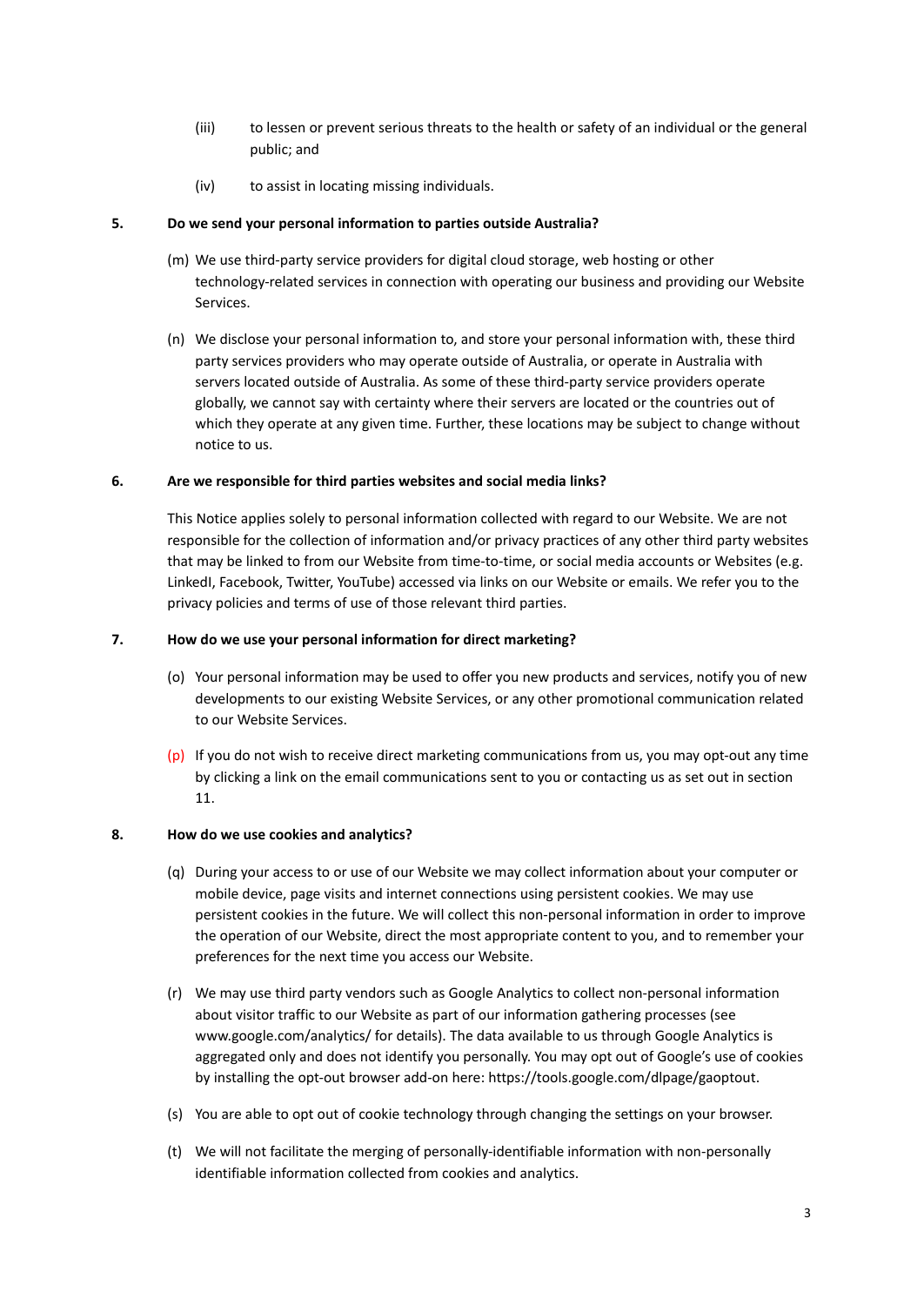(iii) to lessen or prevent serious threats to the health or safety of an individual or the general public; and

(iv) to assist in locating missing individuals.

## 5. Do we send your personal information to parties outside Australia?

(m) We use third-party service providers for digital cloud storage, web hosting or other technology-related services in connection with operating our business and providing our Website Services.

(n) We disclose your personal information to, and store your personal information with, these third party services providers who may operate outside of Australia, or operate in Australia with servers located outside of Australia. As some of these third-party service providers operate globally, we cannot say with certainty where their servers are located or the countries out of which they operate at any given time. Further, these locations may be subject to change without notice to us.

## 6. Are we responsible for third parties websites and social media links?

This Notice applies solely to personal information collected with regard to our Website. We are not responsible for the collection of information and/or privacy practices of any other third party websites that may be linked to from our Website from time-to-time, or social media accounts or Websites (e.g. LinkedI, Facebook, Twitter, YouTube) accessed via links on our Website or emails. We refer you to the privacy policies and terms of use of those relevant third parties.

## 7. How do we use your personal information for direct marketing?

(o) Your personal information may be used to offer you new products and services, notify you of new developments to our existing Website Services, or any other promotional communication related to our Website Services.

(p) If you do not wish to receive direct marketing communications from us, you may opt-out any time by clicking a link on the email communications sent to you or contacting us as set out in section 11.

## 8. How do we use cookies and analytics?

(q) During your access to or use of our Website we may collect information about your computer or mobile device, page visits and internet connections using persistent cookies. We may use persistent cookies in the future. We will collect this non-personal information in order to improve the operation of our Website, direct the most appropriate content to you, and to remember your preferences for the next time you access our Website.

(r) We may use third party vendors such as Google Analytics to collect non-personal information about visitor traffic to our Website as part of our information gathering processes (see www.google.com/analytics/ for details). The data available to us through Google Analytics is aggregated only and does not identify you personally. You may opt out of Google's use of cookies by installing the opt-out browser add-on here: https://tools.google.com/dlpage/gaoptout.

(s) You are able to opt out of cookie technology through changing the settings on your browser.

(t) We will not facilitate the merging of personally-identifiable information with non-personally identifiable information collected from cookies and analytics.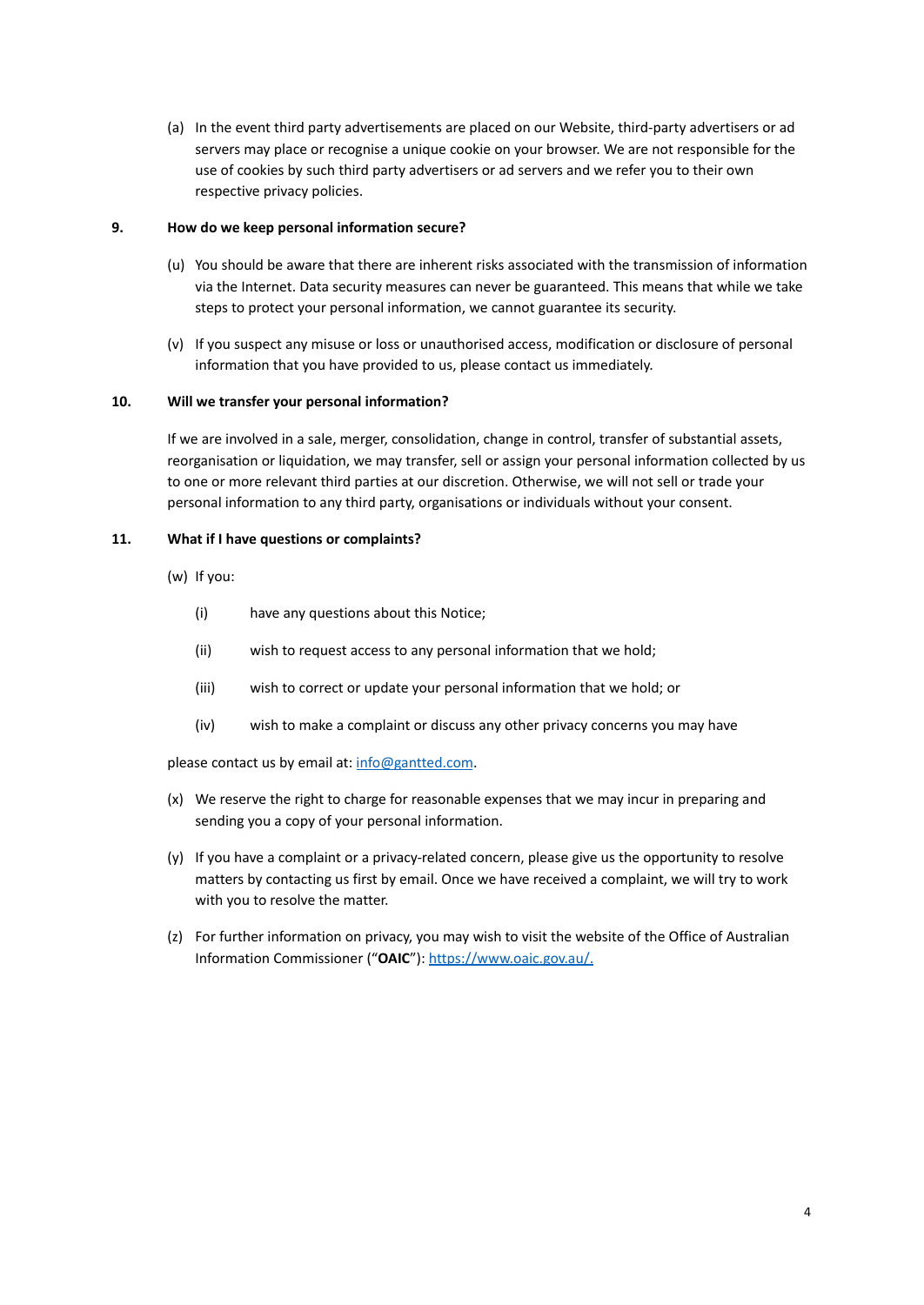(a) In the event third party advertisements are placed on our Website, third-party advertisers or ad servers may place or recognise a unique cookie on your browser. We are not responsible for the use of cookies by such third party advertisers or ad servers and we refer you to their own respective privacy policies.

## 9. How do we keep personal information secure?

(u) You should be aware that there are inherent risks associated with the transmission of information via the Internet. Data security measures can never be guaranteed. This means that while we take steps to protect your personal information, we cannot guarantee its security.

(v) If you suspect any misuse or loss or unauthorised access, modification or disclosure of personal information that you have provided to us, please contact us immediately.

## 10. Will we transfer your personal information?

If we are involved in a sale, merger, consolidation, change in control, transfer of substantial assets, reorganisation or liquidation, we may transfer, sell or assign your personal information collected by us to one or more relevant third parties at our discretion. Otherwise, we will not sell or trade your personal information to any third party, organisations or individuals without your consent.

## 11. What if I have questions or complaints?

(w) If you:

- (i) have any questions about this Notice;
- (ii) wish to request access to any personal information that we hold;
- (iii) wish to correct or update your personal information that we hold; or
- (iv) wish to make a complaint or discuss any other privacy concerns you may have

please contact us by email at: [info@gantted.com](mailto:info@gantted.com).

(x) We reserve the right to charge for reasonable expenses that we may incur in preparing and sending you a copy of your personal information.

(y) If you have a complaint or a privacy-related concern, please give us the opportunity to resolve matters by contacting us first by email. Once we have received a complaint, we will try to work with you to resolve the matter.

(z) For further information on privacy, you may wish to visit the website of the Office of Australian Information Commissioner ("**OAIC**"): [https://www.oaic.gov.au/.](https://www.oaic.gov.au/)